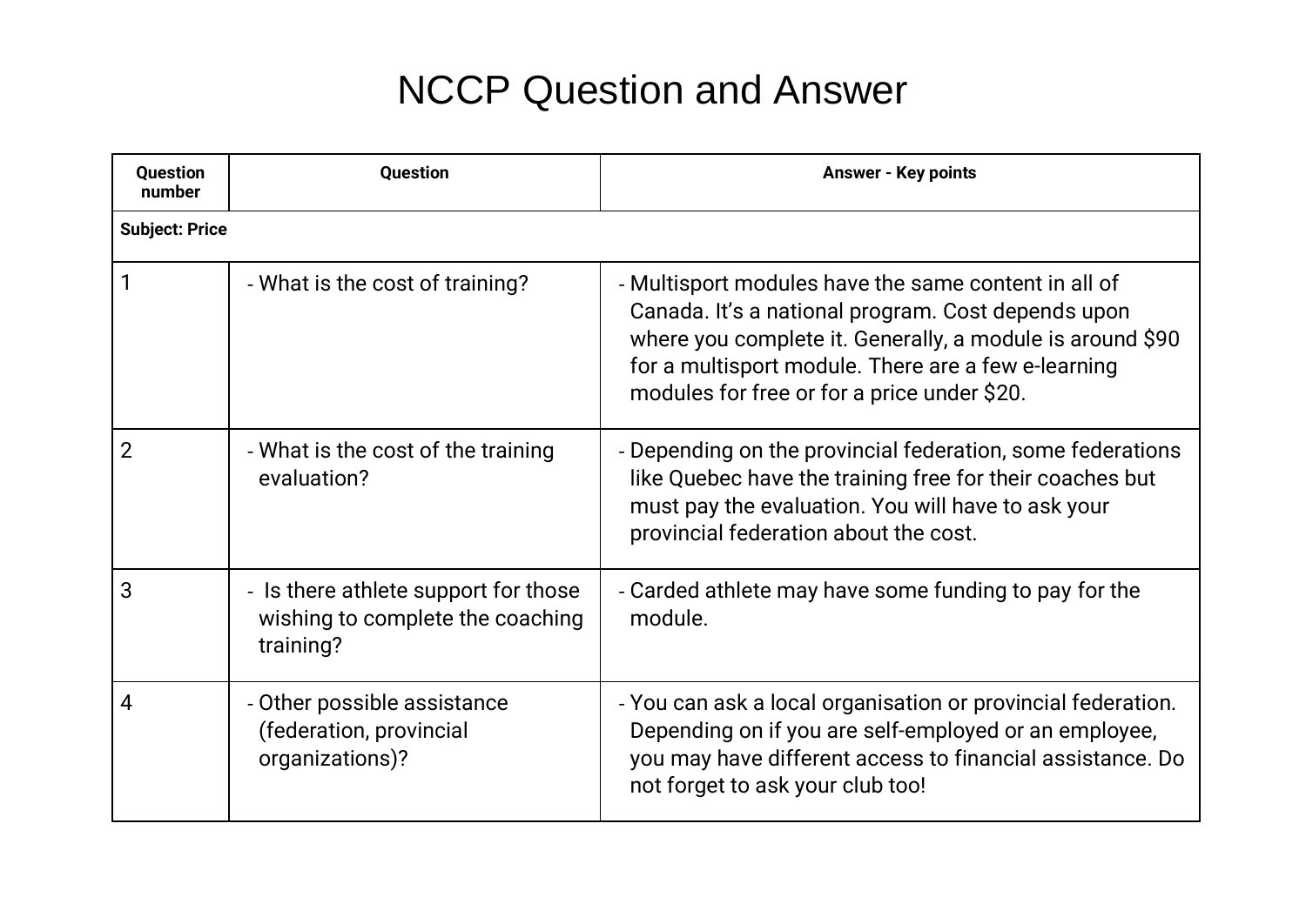# NCCP Question and Answer

| Question number | Question | Answer - Key points |
|---|---|---|
| **Subject: Price** | | |
| 1 | - What is the cost of training? | - Multisport modules have the same content in all of Canada. It's a national program. Cost depends upon where you complete it. Generally, a module is around $90 for a multisport module. There are a few e-learning modules for free or for a price under $20. |
| 2 | - What is the cost of the training evaluation? | - Depending on the provincial federation, some federations like Quebec have the training free for their coaches but must pay the evaluation. You will have to ask your provincial federation about the cost. |
| 3 | - Is there athlete support for those wishing to complete the coaching training? | - Carded athlete may have some funding to pay for the module. |
| 4 | - Other possible assistance (federation, provincial organizations)? | - You can ask a local organisation or provincial federation. Depending on if you are self-employed or an employee, you may have different access to financial assistance. Do not forget to ask your club too! |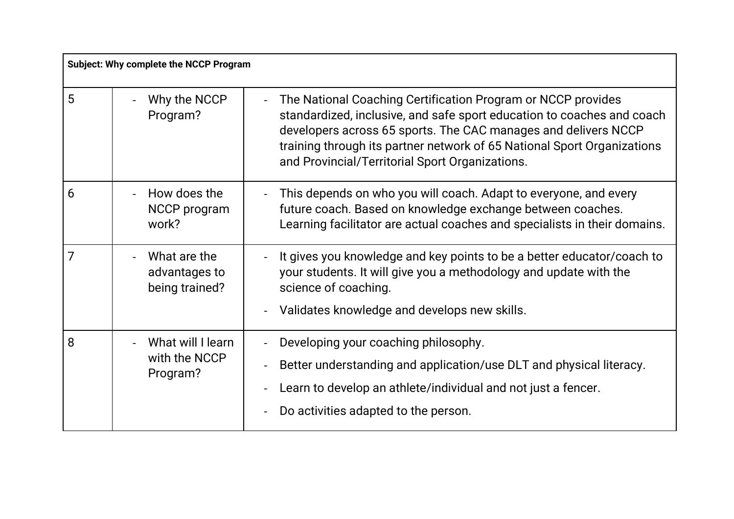| Subject: Why complete the NCCP Program | | |
|---|---|---|
| 5 | - Why the NCCP Program? | - The National Coaching Certification Program or NCCP provides standardized, inclusive, and safe sport education to coaches and coach developers across 65 sports. The CAC manages and delivers NCCP training through its partner network of 65 National Sport Organizations and Provincial/Territorial Sport Organizations. |
| 6 | - How does the NCCP program work? | - This depends on who you will coach. Adapt to everyone, and every future coach. Based on knowledge exchange between coaches. Learning facilitator are actual coaches and specialists in their domains. |
| 7 | - What are the advantages to being trained? | - It gives you knowledge and key points to be a better educator/coach to your students. It will give you a methodology and update with the science of coaching.<br>- Validates knowledge and develops new skills. |
| 8 | - What will I learn with the NCCP Program? | - Developing your coaching philosophy.<br>- Better understanding and application/use DLT and physical literacy.<br>- Learn to develop an athlete/individual and not just a fencer.<br>- Do activities adapted to the person. |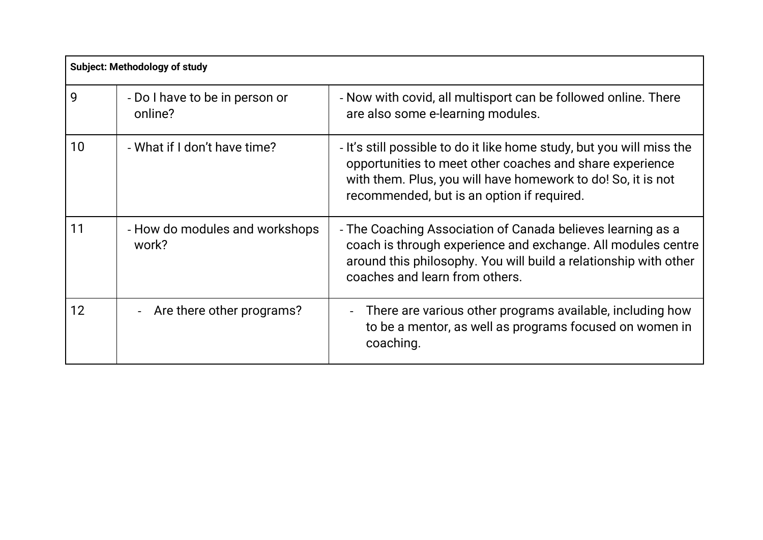| Subject: Methodology of study | | |
|---|---|---|
| 9 | - Do I have to be in person or online? | - Now with covid, all multisport can be followed online. There are also some e-learning modules. |
| 10 | - What if I don't have time? | - It's still possible to do it like home study, but you will miss the opportunities to meet other coaches and share experience with them. Plus, you will have homework to do! So, it is not recommended, but is an option if required. |
| 11 | - How do modules and workshops work? | - The Coaching Association of Canada believes learning as a coach is through experience and exchange. All modules centre around this philosophy. You will build a relationship with other coaches and learn from others. |
| 12 | - Are there other programs? | - There are various other programs available, including how to be a mentor, as well as programs focused on women in coaching. |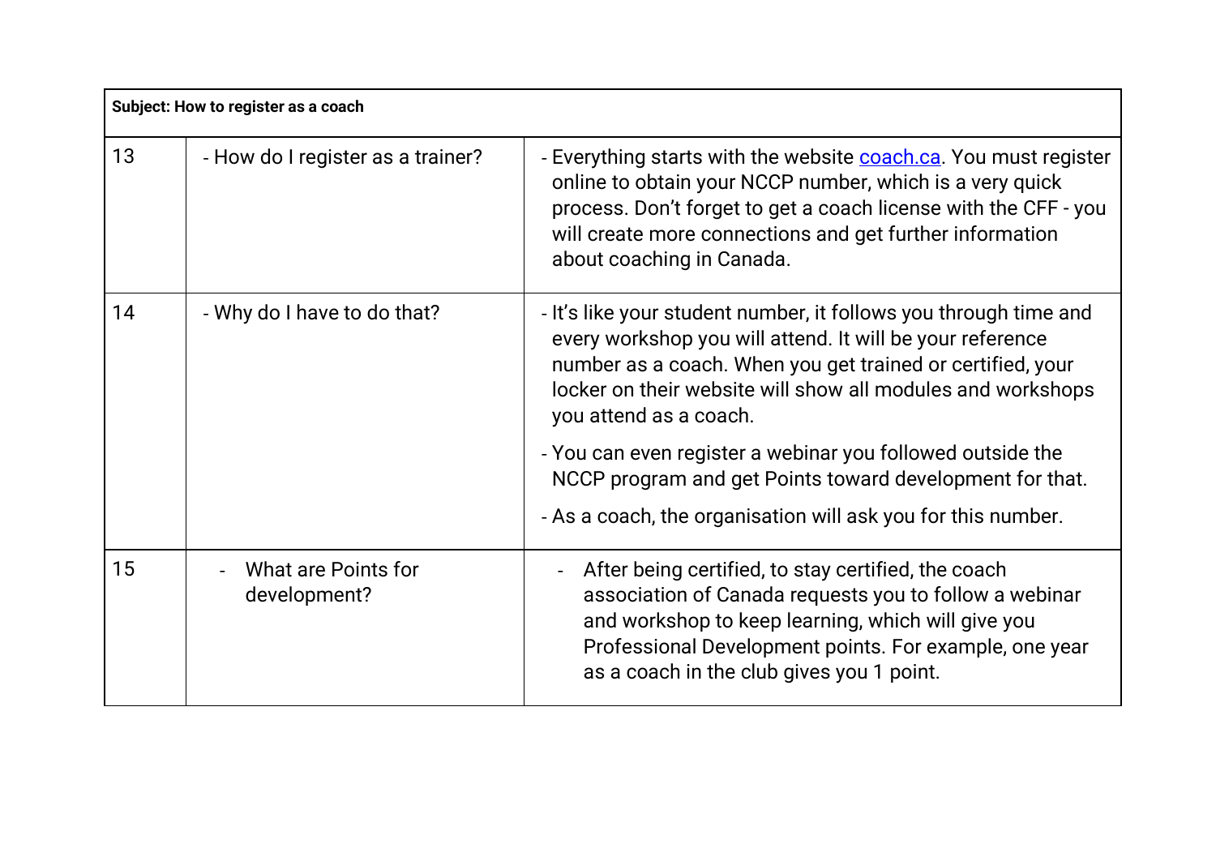| Subject: How to register as a coach | | |
|---|---|---|
| 13 | - How do I register as a trainer? | - Everything starts with the website [coach.ca](coach.ca). You must register online to obtain your NCCP number, which is a very quick process. Don't forget to get a coach license with the CFF - you will create more connections and get further information about coaching in Canada. |
| 14 | - Why do I have to do that? | - It's like your student number, it follows you through time and every workshop you will attend. It will be your reference number as a coach. When you get trained or certified, your locker on their website will show all modules and workshops you attend as a coach.<br>- You can even register a webinar you followed outside the NCCP program and get Points toward development for that.<br>- As a coach, the organisation will ask you for this number. |
| 15 | - What are Points for development? | - After being certified, to stay certified, the coach association of Canada requests you to follow a webinar and workshop to keep learning, which will give you Professional Development points. For example, one year as a coach in the club gives you 1 point. |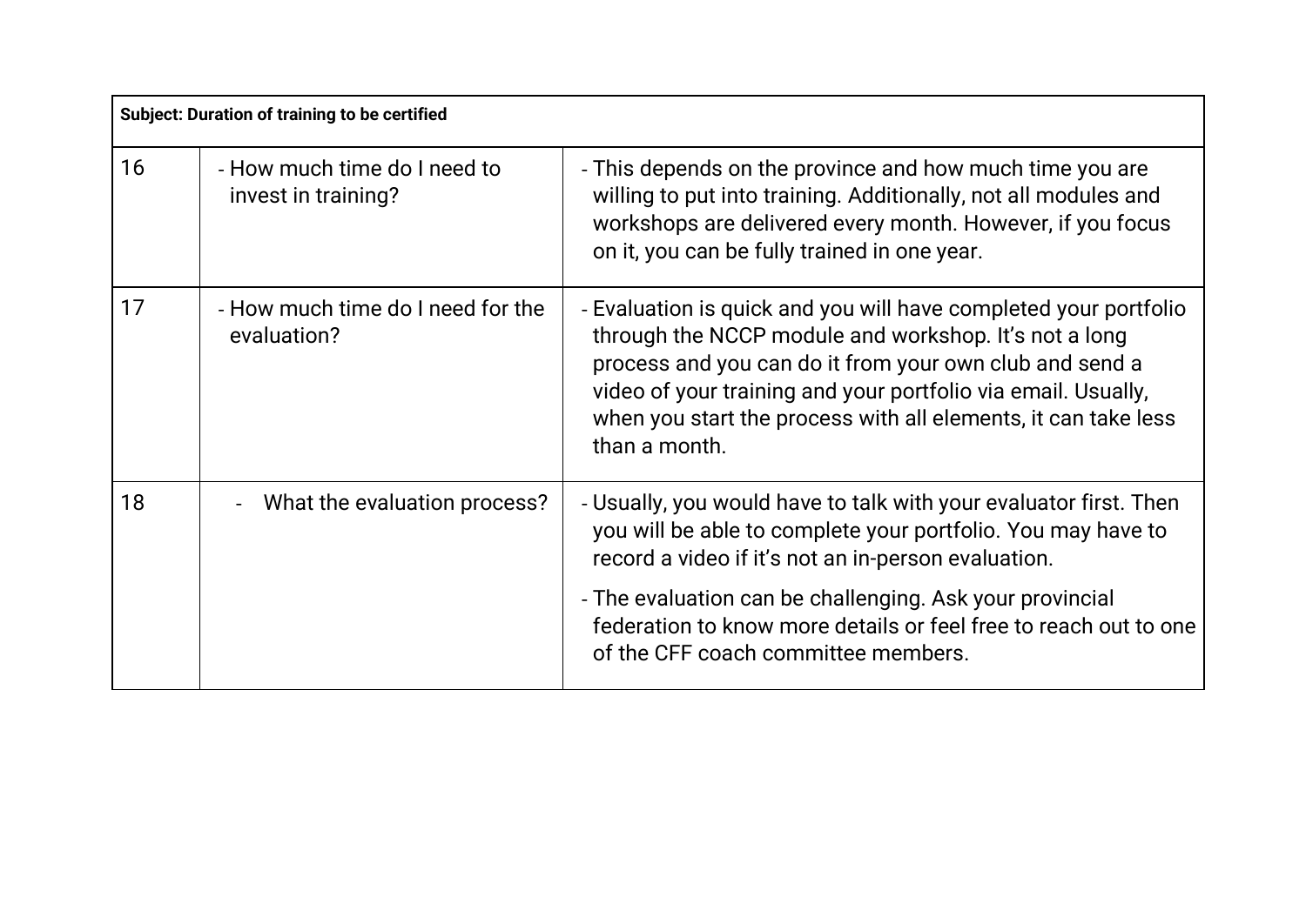| Subject: Duration of training to be certified | | |
|---|---|---|
| 16 | - How much time do I need to invest in training? | - This depends on the province and how much time you are willing to put into training. Additionally, not all modules and workshops are delivered every month. However, if you focus on it, you can be fully trained in one year. |
| 17 | - How much time do I need for the evaluation? | - Evaluation is quick and you will have completed your portfolio through the NCCP module and workshop. It's not a long process and you can do it from your own club and send a video of your training and your portfolio via email. Usually, when you start the process with all elements, it can take less than a month. |
| 18 | - What the evaluation process? | - Usually, you would have to talk with your evaluator first. Then you will be able to complete your portfolio. You may have to record a video if it's not an in-person evaluation.<br>- The evaluation can be challenging. Ask your provincial federation to know more details or feel free to reach out to one of the CFF coach committee members. |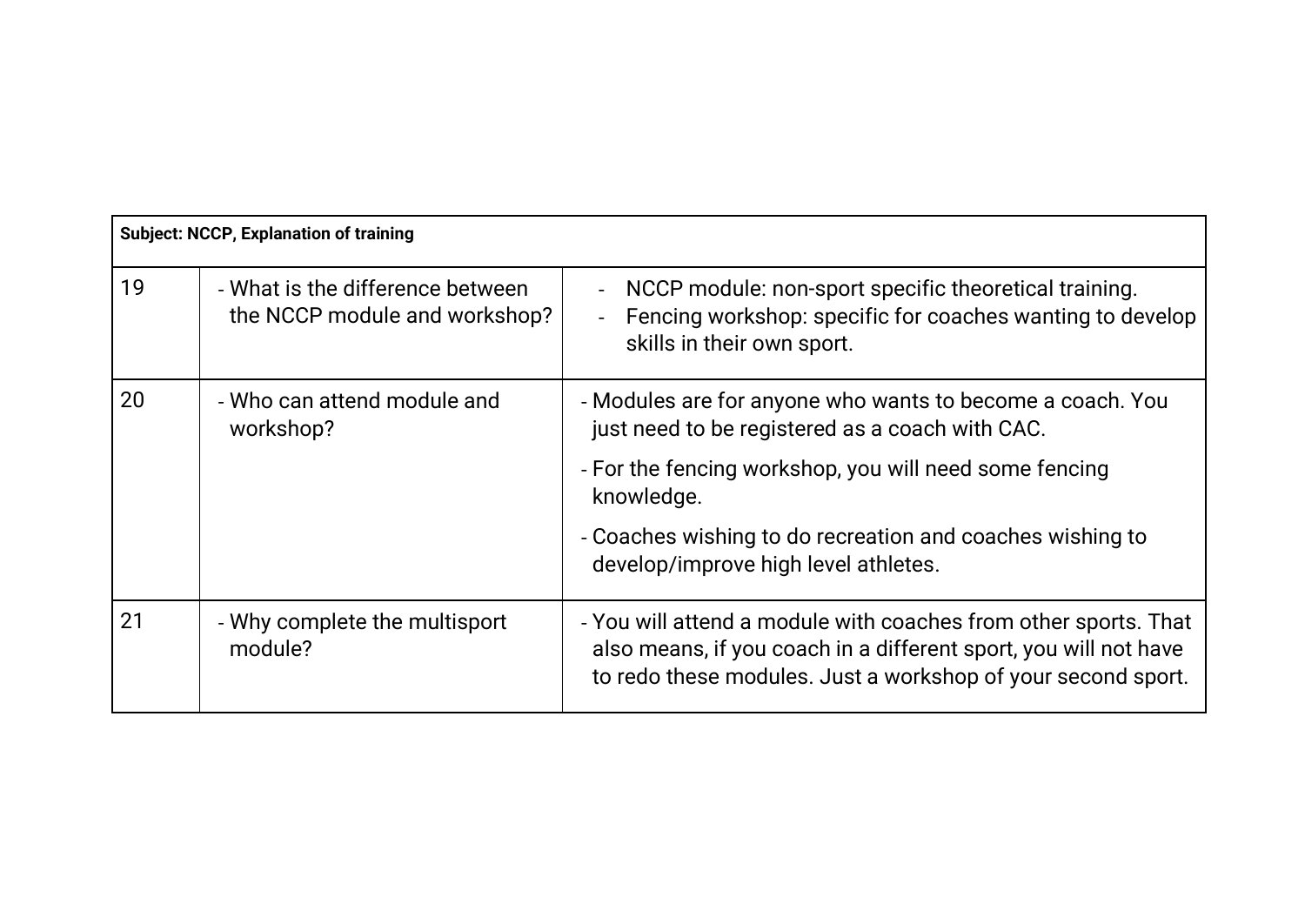| Subject: NCCP, Explanation of training | | |
|---|---|---|
| 19 | - What is the difference between the NCCP module and workshop? | - NCCP module: non-sport specific theoretical training.<br>- Fencing workshop: specific for coaches wanting to develop skills in their own sport. |
| 20 | - Who can attend module and workshop? | - Modules are for anyone who wants to become a coach. You just need to be registered as a coach with CAC.<br>- For the fencing workshop, you will need some fencing knowledge.<br>- Coaches wishing to do recreation and coaches wishing to develop/improve high level athletes. |
| 21 | - Why complete the multisport module? | - You will attend a module with coaches from other sports. That also means, if you coach in a different sport, you will not have to redo these modules. Just a workshop of your second sport. |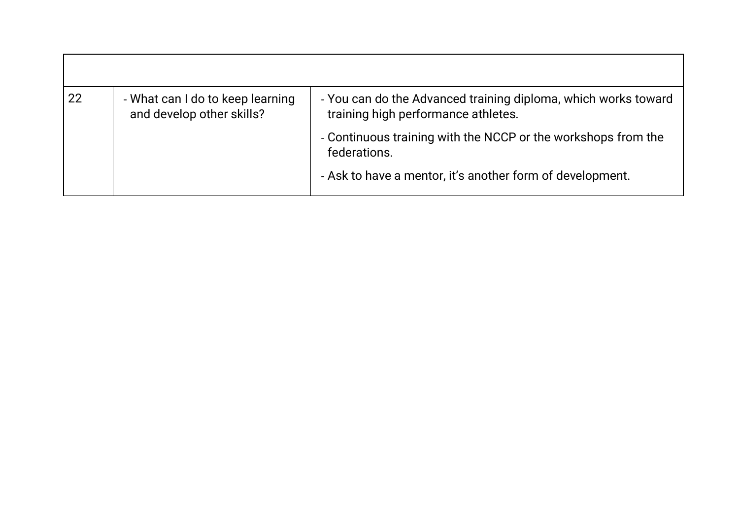| | | |
|---|---|---|
| 22 | - What can I do to keep learning and develop other skills? | - You can do the Advanced training diploma, which works toward training high performance athletes.<br>- Continuous training with the NCCP or the workshops from the federations.<br>- Ask to have a mentor, it's another form of development. |